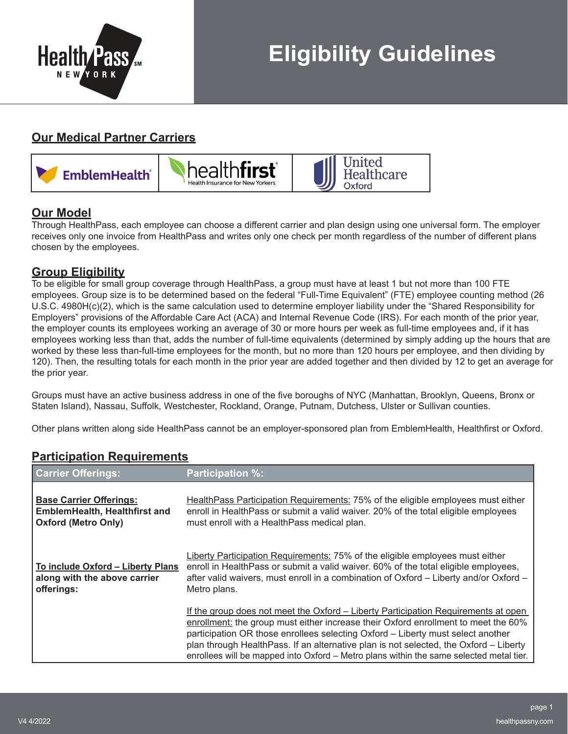# Eligibility Guidelines

## Our Medical Partner Carriers

| EmblemHealth | healthfirst Health Insurance for New Yorkers | United Healthcare Oxford |
|---|---|---|

## Our Model

Through HealthPass, each employee can choose a different carrier and plan design using one universal form. The employer receives only one invoice from HealthPass and writes only one check per month regardless of the number of different plans chosen by the employees.

## Group Eligibility

To be eligible for small group coverage through HealthPass, a group must have at least 1 but not more than 100 FTE employees. Group size is to be determined based on the federal "Full-Time Equivalent" (FTE) employee counting method (26 U.S.C. 4980H(c)(2), which is the same calculation used to determine employer liability under the "Shared Responsibility for Employers" provisions of the Affordable Care Act (ACA) and Internal Revenue Code (IRS). For each month of the prior year, the employer counts its employees working an average of 30 or more hours per week as full-time employees and, if it has employees working less than that, adds the number of full-time equivalents (determined by simply adding up the hours that are worked by these less than-full-time employees for the month, but no more than 120 hours per employee, and then dividing by 120). Then, the resulting totals for each month in the prior year are added together and then divided by 12 to get an average for the prior year.

Groups must have an active business address in one of the five boroughs of NYC (Manhattan, Brooklyn, Queens, Bronx or Staten Island), Nassau, Suffolk, Westchester, Rockland, Orange, Putnam, Dutchess, Ulster or Sullivan counties.

Other plans written along side HealthPass cannot be an employer-sponsored plan from EmblemHealth, Healthfirst or Oxford.

## Participation Requirements

| Carrier Offerings: | Participation %: |
|---|---|
| **Base Carrier Offerings: EmblemHealth, Healthfirst and Oxford (Metro Only)** | HealthPass Participation Requirements: 75% of the eligible employees must either enroll in HealthPass or submit a valid waiver. 20% of the total eligible employees must enroll with a HealthPass medical plan. |
| **To include Oxford – Liberty Plans along with the above carrier offerings:** | Liberty Participation Requirements: 75% of the eligible employees must either enroll in HealthPass or submit a valid waiver. 60% of the total eligible employees, after valid waivers, must enroll in a combination of Oxford – Liberty and/or Oxford – Metro plans.<br><br>If the group does not meet the Oxford – Liberty Participation Requirements at open enrollment: the group must either increase their Oxford enrollment to meet the 60% participation OR those enrollees selecting Oxford – Liberty must select another plan through HealthPass. If an alternative plan is not selected, the Oxford – Liberty enrollees will be mapped into Oxford – Metro plans within the same selected metal tier. |

V4 4/2022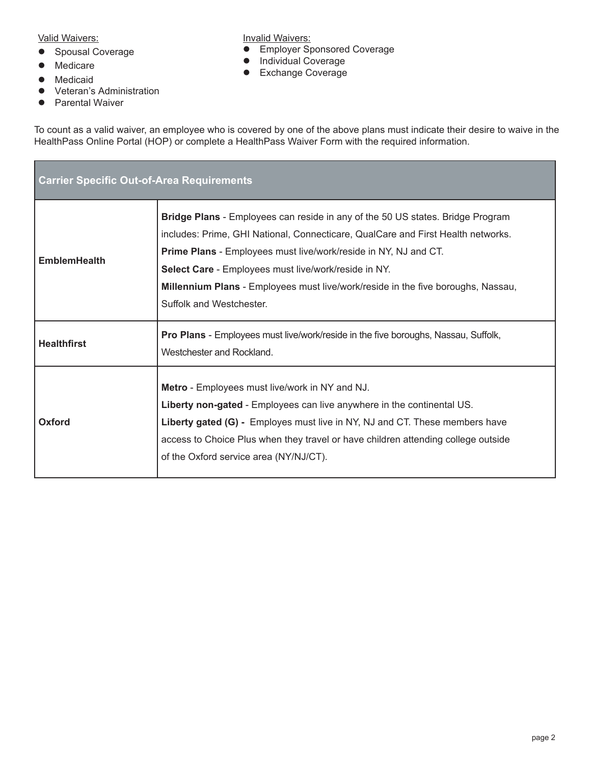Valid Waivers:

- Spousal Coverage
- Medicare
- Medicaid
- Veteran's Administration
- Parental Waiver

Invalid Waivers:

- Employer Sponsored Coverage
- Individual Coverage
- Exchange Coverage

To count as a valid waiver, an employee who is covered by one of the above plans must indicate their desire to waive in the HealthPass Online Portal (HOP) or complete a HealthPass Waiver Form with the required information.

| Carrier Specific Out-of-Area Requirements | |
|---|---|
| **EmblemHealth** | **Bridge Plans** - Employees can reside in any of the 50 US states. Bridge Program includes: Prime, GHI National, Connecticare, QualCare and First Health networks.<br>**Prime Plans** - Employees must live/work/reside in NY, NJ and CT.<br>**Select Care** - Employees must live/work/reside in NY.<br>**Millennium Plans** - Employees must live/work/reside in the five boroughs, Nassau, Suffolk and Westchester. |
| **Healthfirst** | **Pro Plans** - Employees must live/work/reside in the five boroughs, Nassau, Suffolk, Westchester and Rockland. |
| **Oxford** | **Metro** - Employees must live/work in NY and NJ.<br>**Liberty non-gated** - Employees can live anywhere in the continental US.<br>**Liberty gated (G) -** Employes must live in NY, NJ and CT. These members have access to Choice Plus when they travel or have children attending college outside of the Oxford service area (NY/NJ/CT). |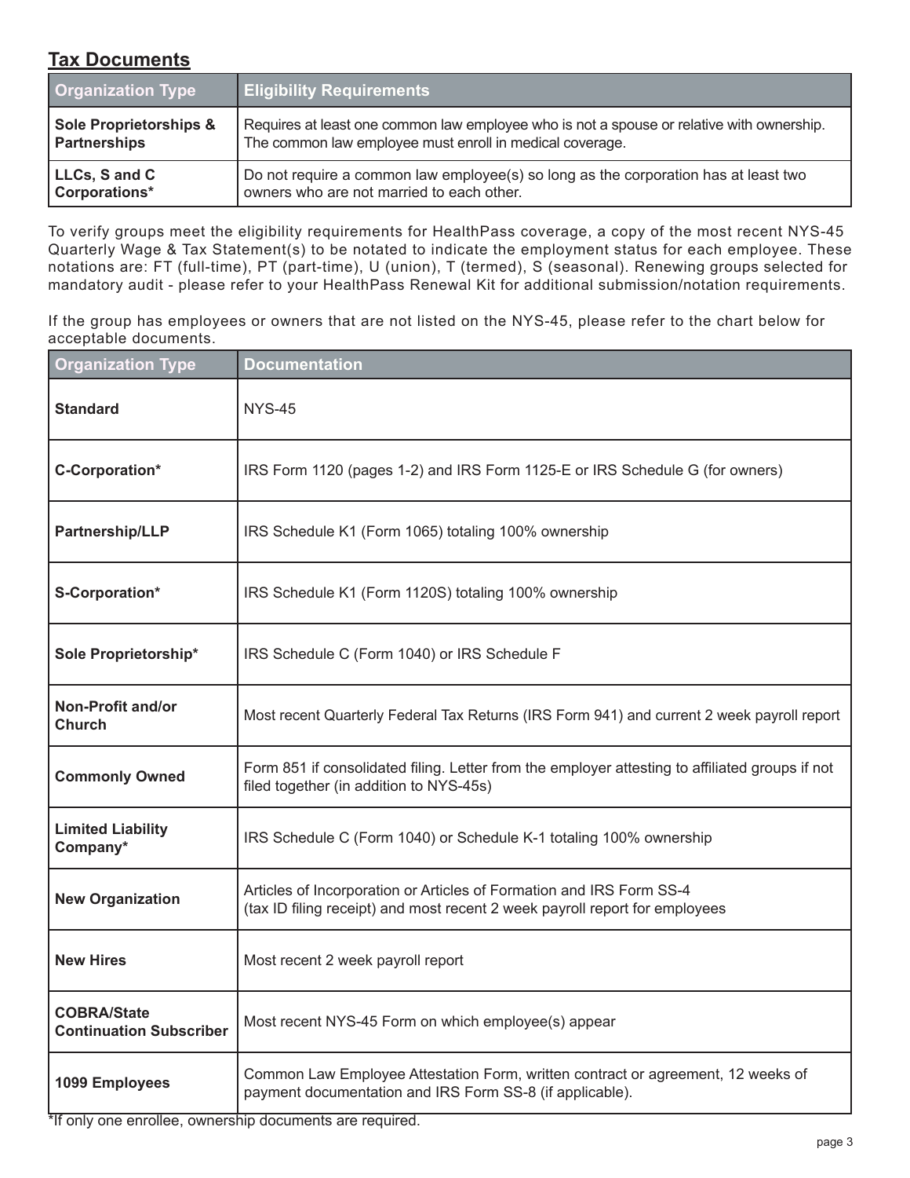## Tax Documents

| Organization Type | Eligibility Requirements |
|---|---|
| **Sole Proprietorships & Partnerships** | Requires at least one common law employee who is not a spouse or relative with ownership. The common law employee must enroll in medical coverage. |
| **LLCs, S and C Corporations*** | Do not require a common law employee(s) so long as the corporation has at least two owners who are not married to each other. |

To verify groups meet the eligibility requirements for HealthPass coverage, a copy of the most recent NYS-45 Quarterly Wage & Tax Statement(s) to be notated to indicate the employment status for each employee. These notations are: FT (full-time), PT (part-time), U (union), T (termed), S (seasonal). Renewing groups selected for mandatory audit - please refer to your HealthPass Renewal Kit for additional submission/notation requirements.

If the group has employees or owners that are not listed on the NYS-45, please refer to the chart below for acceptable documents.

| Organization Type | Documentation |
|---|---|
| **Standard** | NYS-45 |
| **C-Corporation*** | IRS Form 1120 (pages 1-2) and IRS Form 1125-E or IRS Schedule G (for owners) |
| **Partnership/LLP** | IRS Schedule K1 (Form 1065) totaling 100% ownership |
| **S-Corporation*** | IRS Schedule K1 (Form 1120S) totaling 100% ownership |
| **Sole Proprietorship*** | IRS Schedule C (Form 1040) or IRS Schedule F |
| **Non-Profit and/or Church** | Most recent Quarterly Federal Tax Returns (IRS Form 941) and current 2 week payroll report |
| **Commonly Owned** | Form 851 if consolidated filing. Letter from the employer attesting to affiliated groups if not filed together (in addition to NYS-45s) |
| **Limited Liability Company*** | IRS Schedule C (Form 1040) or Schedule K-1 totaling 100% ownership |
| **New Organization** | Articles of Incorporation or Articles of Formation and IRS Form SS-4 (tax ID filing receipt) and most recent 2 week payroll report for employees |
| **New Hires** | Most recent 2 week payroll report |
| **COBRA/State Continuation Subscriber** | Most recent NYS-45 Form on which employee(s) appear |
| **1099 Employees** | Common Law Employee Attestation Form, written contract or agreement, 12 weeks of payment documentation and IRS Form SS-8 (if applicable). |

*If only one enrollee, ownership documents are required.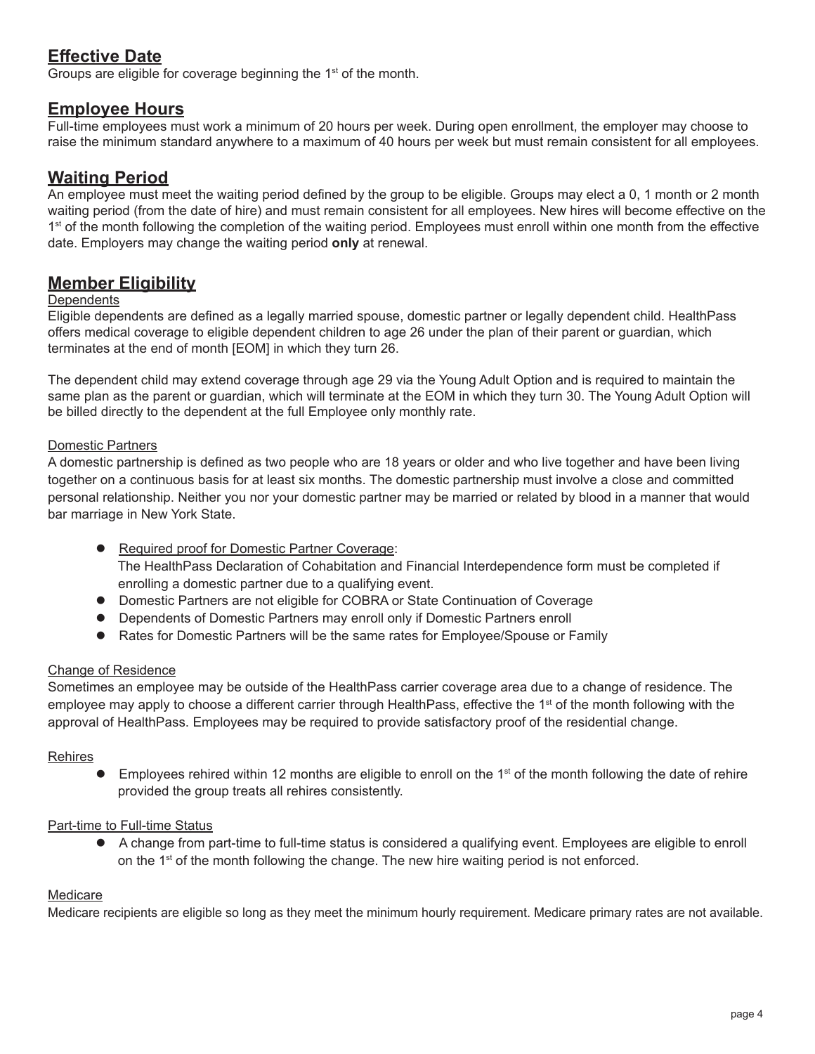## Effective Date

Groups are eligible for coverage beginning the 1st of the month.

## Employee Hours

Full-time employees must work a minimum of 20 hours per week. During open enrollment, the employer may choose to raise the minimum standard anywhere to a maximum of 40 hours per week but must remain consistent for all employees.

## Waiting Period

An employee must meet the waiting period defined by the group to be eligible. Groups may elect a 0, 1 month or 2 month waiting period (from the date of hire) and must remain consistent for all employees. New hires will become effective on the 1st of the month following the completion of the waiting period. Employees must enroll within one month from the effective date. Employers may change the waiting period **only** at renewal.

## Member Eligibility

### Dependents

Eligible dependents are defined as a legally married spouse, domestic partner or legally dependent child. HealthPass offers medical coverage to eligible dependent children to age 26 under the plan of their parent or guardian, which terminates at the end of month [EOM] in which they turn 26.

The dependent child may extend coverage through age 29 via the Young Adult Option and is required to maintain the same plan as the parent or guardian, which will terminate at the EOM in which they turn 30. The Young Adult Option will be billed directly to the dependent at the full Employee only monthly rate.

### Domestic Partners

A domestic partnership is defined as two people who are 18 years or older and who live together and have been living together on a continuous basis for at least six months. The domestic partnership must involve a close and committed personal relationship. Neither you nor your domestic partner may be married or related by blood in a manner that would bar marriage in New York State.

- Required proof for Domestic Partner Coverage:
  The HealthPass Declaration of Cohabitation and Financial Interdependence form must be completed if enrolling a domestic partner due to a qualifying event.
- Domestic Partners are not eligible for COBRA or State Continuation of Coverage
- Dependents of Domestic Partners may enroll only if Domestic Partners enroll
- Rates for Domestic Partners will be the same rates for Employee/Spouse or Family

### Change of Residence

Sometimes an employee may be outside of the HealthPass carrier coverage area due to a change of residence. The employee may apply to choose a different carrier through HealthPass, effective the 1st of the month following with the approval of HealthPass. Employees may be required to provide satisfactory proof of the residential change.

### Rehires

- Employees rehired within 12 months are eligible to enroll on the 1st of the month following the date of rehire provided the group treats all rehires consistently.

### Part-time to Full-time Status

- A change from part-time to full-time status is considered a qualifying event. Employees are eligible to enroll on the 1st of the month following the change. The new hire waiting period is not enforced.

### Medicare

Medicare recipients are eligible so long as they meet the minimum hourly requirement. Medicare primary rates are not available.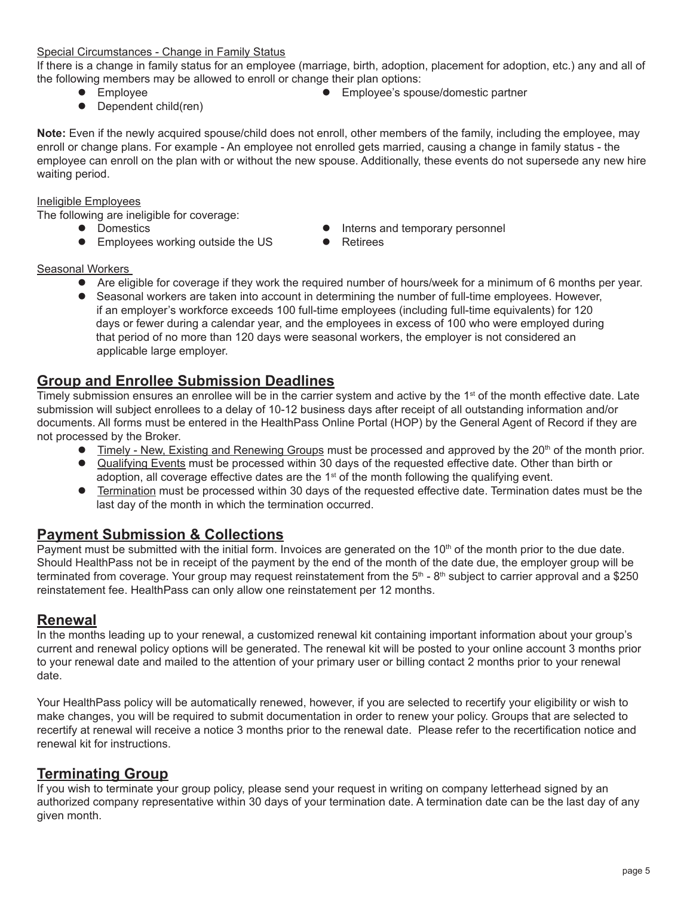Special Circumstances - Change in Family Status

If there is a change in family status for an employee (marriage, birth, adoption, placement for adoption, etc.) any and all of the following members may be allowed to enroll or change their plan options:

- Employee
- Employee's spouse/domestic partner
- Dependent child(ren)

**Note:** Even if the newly acquired spouse/child does not enroll, other members of the family, including the employee, may enroll or change plans. For example - An employee not enrolled gets married, causing a change in family status - the employee can enroll on the plan with or without the new spouse. Additionally, these events do not supersede any new hire waiting period.

Ineligible Employees

The following are ineligible for coverage:

- Domestics
- Interns and temporary personnel
- Employees working outside the US
- Retirees

Seasonal Workers

- Are eligible for coverage if they work the required number of hours/week for a minimum of 6 months per year.
- Seasonal workers are taken into account in determining the number of full-time employees. However, if an employer's workforce exceeds 100 full-time employees (including full-time equivalents) for 120 days or fewer during a calendar year, and the employees in excess of 100 who were employed during that period of no more than 120 days were seasonal workers, the employer is not considered an applicable large employer.

## Group and Enrollee Submission Deadlines

Timely submission ensures an enrollee will be in the carrier system and active by the 1st of the month effective date. Late submission will subject enrollees to a delay of 10-12 business days after receipt of all outstanding information and/or documents. All forms must be entered in the HealthPass Online Portal (HOP) by the General Agent of Record if they are not processed by the Broker.

- Timely - New, Existing and Renewing Groups must be processed and approved by the 20th of the month prior.
- Qualifying Events must be processed within 30 days of the requested effective date. Other than birth or adoption, all coverage effective dates are the 1st of the month following the qualifying event.
- Termination must be processed within 30 days of the requested effective date. Termination dates must be the last day of the month in which the termination occurred.

## Payment Submission & Collections

Payment must be submitted with the initial form. Invoices are generated on the 10th of the month prior to the due date. Should HealthPass not be in receipt of the payment by the end of the month of the date due, the employer group will be terminated from coverage. Your group may request reinstatement from the 5th - 8th subject to carrier approval and a $250 reinstatement fee. HealthPass can only allow one reinstatement per 12 months.

## Renewal

In the months leading up to your renewal, a customized renewal kit containing important information about your group's current and renewal policy options will be generated. The renewal kit will be posted to your online account 3 months prior to your renewal date and mailed to the attention of your primary user or billing contact 2 months prior to your renewal date.

Your HealthPass policy will be automatically renewed, however, if you are selected to recertify your eligibility or wish to make changes, you will be required to submit documentation in order to renew your policy. Groups that are selected to recertify at renewal will receive a notice 3 months prior to the renewal date. Please refer to the recertification notice and renewal kit for instructions.

## Terminating Group

If you wish to terminate your group policy, please send your request in writing on company letterhead signed by an authorized company representative within 30 days of your termination date. A termination date can be the last day of any given month.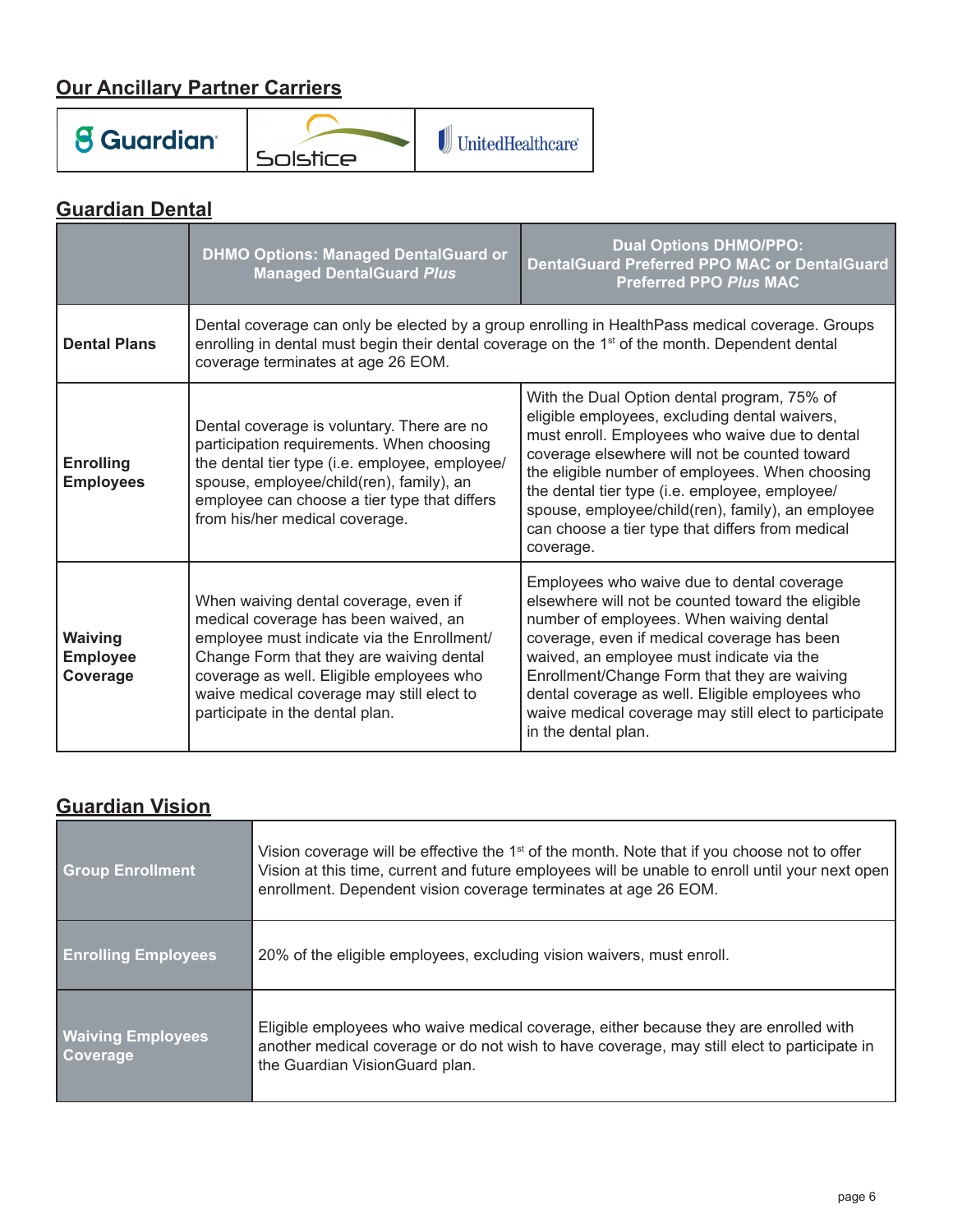## Our Ancillary Partner Carriers

| Guardian | Solstice | UnitedHealthcare |
|---|---|---|

## Guardian Dental

| | DHMO Options: Managed DentalGuard or Managed DentalGuard *Plus* | Dual Options DHMO/PPO: DentalGuard Preferred PPO MAC or DentalGuard Preferred PPO *Plus* MAC |
|---|---|---|
| **Dental Plans** | Dental coverage can only be elected by a group enrolling in HealthPass medical coverage. Groups enrolling in dental must begin their dental coverage on the 1st of the month. Dependent dental coverage terminates at age 26 EOM. | |
| **Enrolling Employees** | Dental coverage is voluntary. There are no participation requirements. When choosing the dental tier type (i.e. employee, employee/ spouse, employee/child(ren), family), an employee can choose a tier type that differs from his/her medical coverage. | With the Dual Option dental program, 75% of eligible employees, excluding dental waivers, must enroll. Employees who waive due to dental coverage elsewhere will not be counted toward the eligible number of employees. When choosing the dental tier type (i.e. employee, employee/ spouse, employee/child(ren), family), an employee can choose a tier type that differs from medical coverage. |
| **Waiving Employee Coverage** | When waiving dental coverage, even if medical coverage has been waived, an employee must indicate via the Enrollment/ Change Form that they are waiving dental coverage as well. Eligible employees who waive medical coverage may still elect to participate in the dental plan. | Employees who waive due to dental coverage elsewhere will not be counted toward the eligible number of employees. When waiving dental coverage, even if medical coverage has been waived, an employee must indicate via the Enrollment/Change Form that they are waiving dental coverage as well. Eligible employees who waive medical coverage may still elect to participate in the dental plan. |

## Guardian Vision

| | |
|---|---|
| **Group Enrollment** | Vision coverage will be effective the 1st of the month. Note that if you choose not to offer Vision at this time, current and future employees will be unable to enroll until your next open enrollment. Dependent vision coverage terminates at age 26 EOM. |
| **Enrolling Employees** | 20% of the eligible employees, excluding vision waivers, must enroll. |
| **Waiving Employees Coverage** | Eligible employees who waive medical coverage, either because they are enrolled with another medical coverage or do not wish to have coverage, may still elect to participate in the Guardian VisionGuard plan. |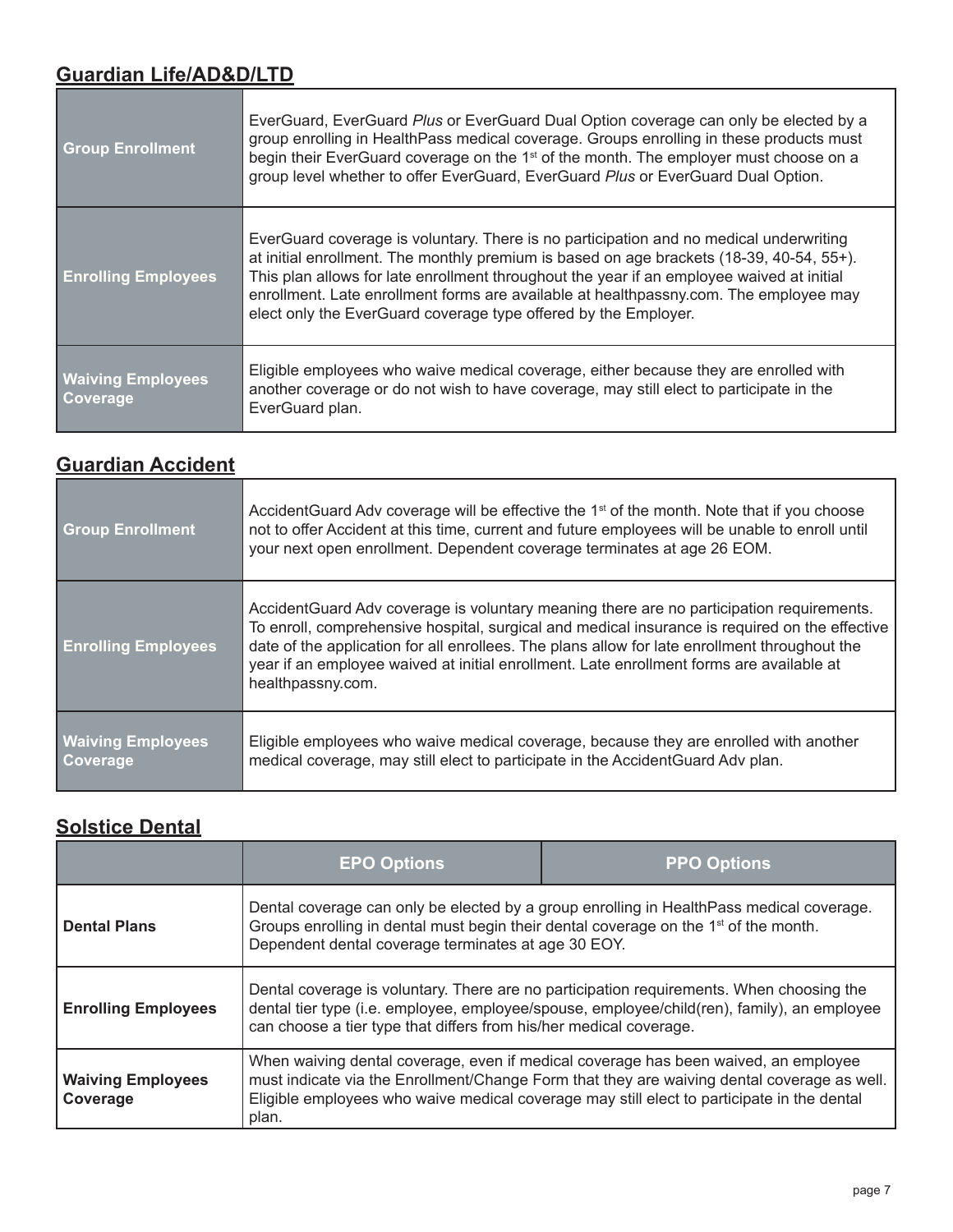## Guardian Life/AD&D/LTD

| | |
|---|---|
| **Group Enrollment** | EverGuard, EverGuard *Plus* or EverGuard Dual Option coverage can only be elected by a group enrolling in HealthPass medical coverage. Groups enrolling in these products must begin their EverGuard coverage on the 1st of the month. The employer must choose on a group level whether to offer EverGuard, EverGuard *Plus* or EverGuard Dual Option. |
| **Enrolling Employees** | EverGuard coverage is voluntary. There is no participation and no medical underwriting at initial enrollment. The monthly premium is based on age brackets (18-39, 40-54, 55+). This plan allows for late enrollment throughout the year if an employee waived at initial enrollment. Late enrollment forms are available at healthpassny.com. The employee may elect only the EverGuard coverage type offered by the Employer. |
| **Waiving Employees Coverage** | Eligible employees who waive medical coverage, either because they are enrolled with another coverage or do not wish to have coverage, may still elect to participate in the EverGuard plan. |

## Guardian Accident

| | |
|---|---|
| **Group Enrollment** | AccidentGuard Adv coverage will be effective the 1st of the month. Note that if you choose not to offer Accident at this time, current and future employees will be unable to enroll until your next open enrollment. Dependent coverage terminates at age 26 EOM. |
| **Enrolling Employees** | AccidentGuard Adv coverage is voluntary meaning there are no participation requirements. To enroll, comprehensive hospital, surgical and medical insurance is required on the effective date of the application for all enrollees. The plans allow for late enrollment throughout the year if an employee waived at initial enrollment. Late enrollment forms are available at healthpassny.com. |
| **Waiving Employees Coverage** | Eligible employees who waive medical coverage, because they are enrolled with another medical coverage, may still elect to participate in the AccidentGuard Adv plan. |

## Solstice Dental

| | EPO Options | PPO Options |
|---|---|---|
| **Dental Plans** | Dental coverage can only be elected by a group enrolling in HealthPass medical coverage. Groups enrolling in dental must begin their dental coverage on the 1st of the month. Dependent dental coverage terminates at age 30 EOY. | |
| **Enrolling Employees** | Dental coverage is voluntary. There are no participation requirements. When choosing the dental tier type (i.e. employee, employee/spouse, employee/child(ren), family), an employee can choose a tier type that differs from his/her medical coverage. | |
| **Waiving Employees Coverage** | When waiving dental coverage, even if medical coverage has been waived, an employee must indicate via the Enrollment/Change Form that they are waiving dental coverage as well. Eligible employees who waive medical coverage may still elect to participate in the dental plan. | |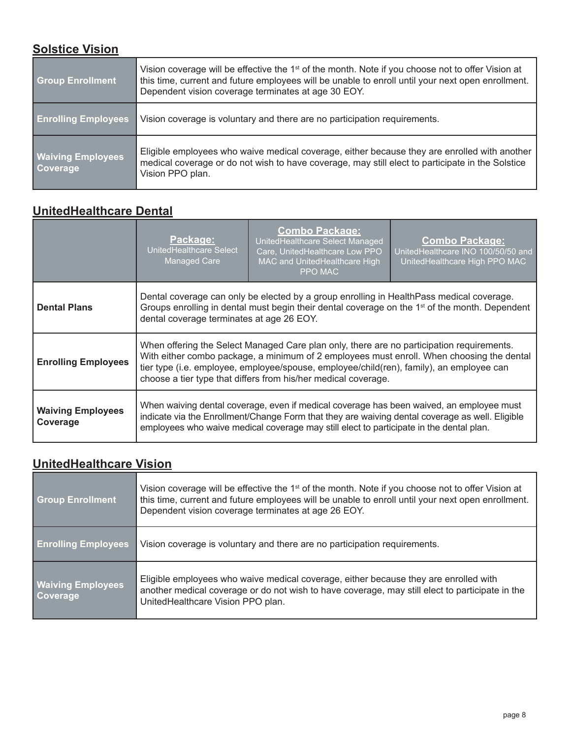## Solstice Vision

| | |
|---|---|
| **Group Enrollment** | Vision coverage will be effective the 1st of the month. Note if you choose not to offer Vision at this time, current and future employees will be unable to enroll until your next open enrollment. Dependent vision coverage terminates at age 30 EOY. |
| **Enrolling Employees** | Vision coverage is voluntary and there are no participation requirements. |
| **Waiving Employees Coverage** | Eligible employees who waive medical coverage, either because they are enrolled with another medical coverage or do not wish to have coverage, may still elect to participate in the Solstice Vision PPO plan. |

## UnitedHealthcare Dental

| | **Package:** UnitedHealthcare Select Managed Care | **Combo Package:** UnitedHealthcare Select Managed Care, UnitedHealthcare Low PPO MAC and UnitedHealthcare High PPO MAC | **Combo Package:** UnitedHealthcare INO 100/50/50 and UnitedHealthcare High PPO MAC |
|---|---|---|---|
| **Dental Plans** | Dental coverage can only be elected by a group enrolling in HealthPass medical coverage. Groups enrolling in dental must begin their dental coverage on the 1st of the month. Dependent dental coverage terminates at age 26 EOY. | | |
| **Enrolling Employees** | When offering the Select Managed Care plan only, there are no participation requirements. With either combo package, a minimum of 2 employees must enroll. When choosing the dental tier type (i.e. employee, employee/spouse, employee/child(ren), family), an employee can choose a tier type that differs from his/her medical coverage. | | |
| **Waiving Employees Coverage** | When waiving dental coverage, even if medical coverage has been waived, an employee must indicate via the Enrollment/Change Form that they are waiving dental coverage as well. Eligible employees who waive medical coverage may still elect to participate in the dental plan. | | |

## UnitedHealthcare Vision

| | |
|---|---|
| **Group Enrollment** | Vision coverage will be effective the 1st of the month. Note if you choose not to offer Vision at this time, current and future employees will be unable to enroll until your next open enrollment. Dependent vision coverage terminates at age 26 EOY. |
| **Enrolling Employees** | Vision coverage is voluntary and there are no participation requirements. |
| **Waiving Employees Coverage** | Eligible employees who waive medical coverage, either because they are enrolled with another medical coverage or do not wish to have coverage, may still elect to participate in the UnitedHealthcare Vision PPO plan. |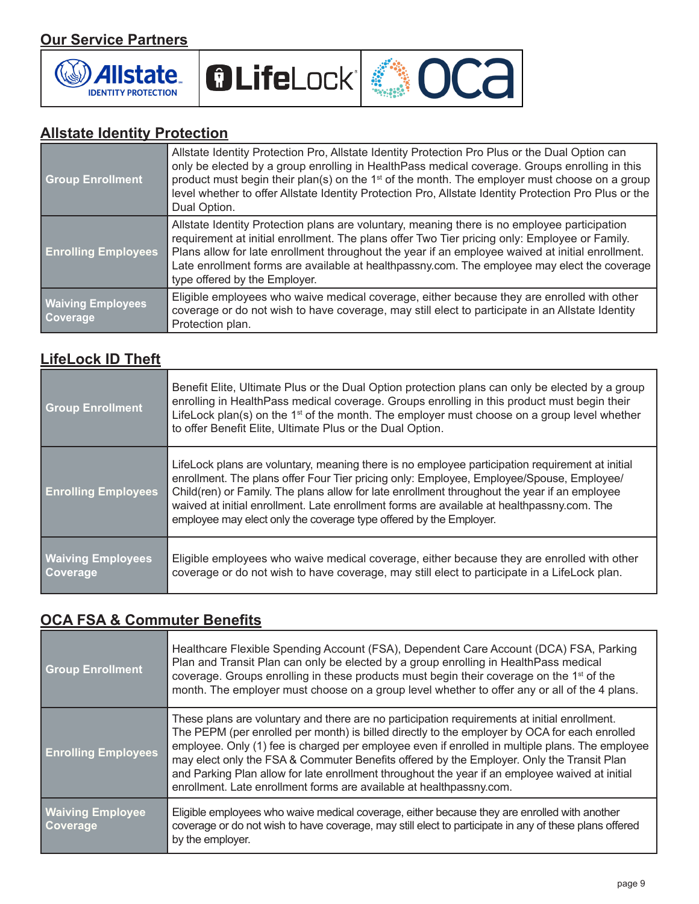## Our Service Partners

Allstate IDENTITY PROTECTION | LifeLock | OCA

## Allstate Identity Protection

| | |
|---|---|
| **Group Enrollment** | Allstate Identity Protection Pro, Allstate Identity Protection Pro Plus or the Dual Option can only be elected by a group enrolling in HealthPass medical coverage. Groups enrolling in this product must begin their plan(s) on the 1st of the month. The employer must choose on a group level whether to offer Allstate Identity Protection Pro, Allstate Identity Protection Pro Plus or the Dual Option. |
| **Enrolling Employees** | Allstate Identity Protection plans are voluntary, meaning there is no employee participation requirement at initial enrollment. The plans offer Two Tier pricing only: Employee or Family. Plans allow for late enrollment throughout the year if an employee waived at initial enrollment. Late enrollment forms are available at healthpassny.com. The employee may elect the coverage type offered by the Employer. |
| **Waiving Employees Coverage** | Eligible employees who waive medical coverage, either because they are enrolled with other coverage or do not wish to have coverage, may still elect to participate in an Allstate Identity Protection plan. |

## LifeLock ID Theft

| | |
|---|---|
| **Group Enrollment** | Benefit Elite, Ultimate Plus or the Dual Option protection plans can only be elected by a group enrolling in HealthPass medical coverage. Groups enrolling in this product must begin their LifeLock plan(s) on the 1st of the month. The employer must choose on a group level whether to offer Benefit Elite, Ultimate Plus or the Dual Option. |
| **Enrolling Employees** | LifeLock plans are voluntary, meaning there is no employee participation requirement at initial enrollment. The plans offer Four Tier pricing only: Employee, Employee/Spouse, Employee/Child(ren) or Family. The plans allow for late enrollment throughout the year if an employee waived at initial enrollment. Late enrollment forms are available at healthpassny.com. The employee may elect only the coverage type offered by the Employer. |
| **Waiving Employees Coverage** | Eligible employees who waive medical coverage, either because they are enrolled with other coverage or do not wish to have coverage, may still elect to participate in a LifeLock plan. |

## OCA FSA & Commuter Benefits

| | |
|---|---|
| **Group Enrollment** | Healthcare Flexible Spending Account (FSA), Dependent Care Account (DCA) FSA, Parking Plan and Transit Plan can only be elected by a group enrolling in HealthPass medical coverage. Groups enrolling in these products must begin their coverage on the 1st of the month. The employer must choose on a group level whether to offer any or all of the 4 plans. |
| **Enrolling Employees** | These plans are voluntary and there are no participation requirements at initial enrollment. The PEPM (per enrolled per month) is billed directly to the employer by OCA for each enrolled employee. Only (1) fee is charged per employee even if enrolled in multiple plans. The employee may elect only the FSA & Commuter Benefits offered by the Employer. Only the Transit Plan and Parking Plan allow for late enrollment throughout the year if an employee waived at initial enrollment. Late enrollment forms are available at healthpassny.com. |
| **Waiving Employee Coverage** | Eligible employees who waive medical coverage, either because they are enrolled with another coverage or do not wish to have coverage, may still elect to participate in any of these plans offered by the employer. |